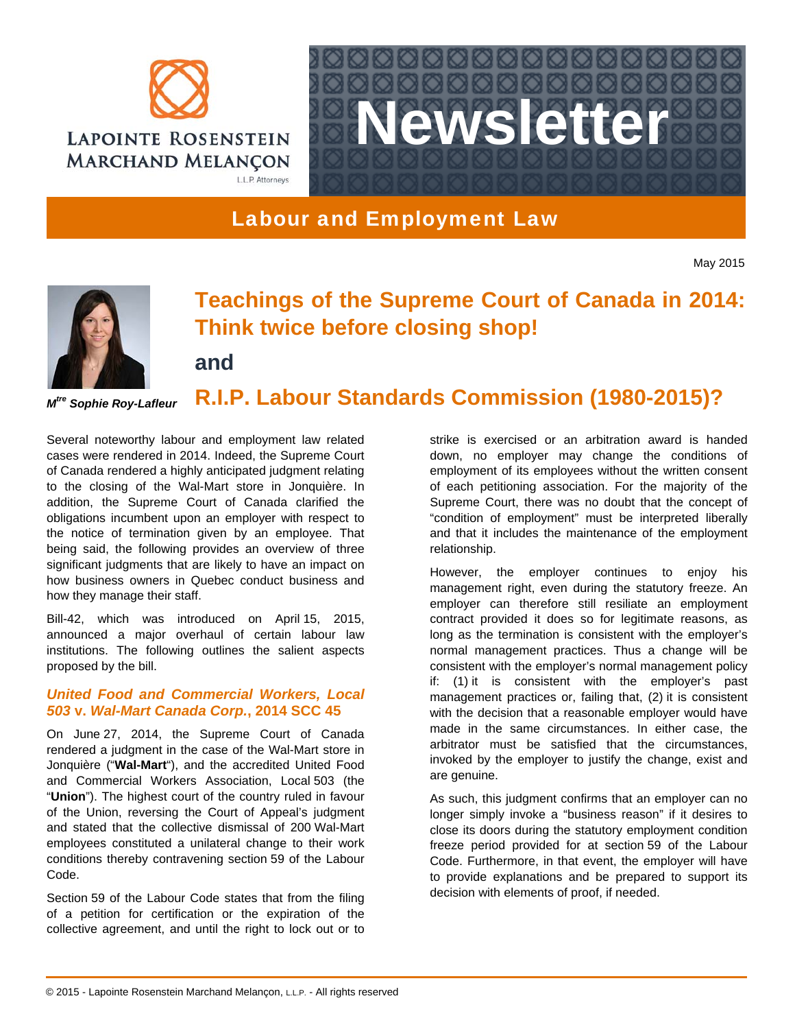LAPOINTE ROSENSTEIN MARCHAND MELANÇON L.L.P. Attorneys

# Newsletter

## Labour and Employment Law

May 2015

# Teachings of the Supreme Court of Canada in 2014: Think twice before closing shop!

# and

# R.I.P. Labour Standards Commission (1980-2015)?

***Mtre Sophie Roy-Lafleur***

Several noteworthy labour and employment law related cases were rendered in 2014. Indeed, the Supreme Court of Canada rendered a highly anticipated judgment relating to the closing of the Wal-Mart store in Jonquière. In addition, the Supreme Court of Canada clarified the obligations incumbent upon an employer with respect to the notice of termination given by an employee. That being said, the following provides an overview of three significant judgments that are likely to have an impact on how business owners in Quebec conduct business and how they manage their staff.

Bill-42, which was introduced on April 15, 2015, announced a major overhaul of certain labour law institutions. The following outlines the salient aspects proposed by the bill.

### *United Food and Commercial Workers, Local 503* v. *Wal-Mart Canada Corp.*, 2014 SCC 45

On June 27, 2014, the Supreme Court of Canada rendered a judgment in the case of the Wal-Mart store in Jonquière ("**Wal-Mart**"), and the accredited United Food and Commercial Workers Association, Local 503 (the "**Union**"). The highest court of the country ruled in favour of the Union, reversing the Court of Appeal's judgment and stated that the collective dismissal of 200 Wal-Mart employees constituted a unilateral change to their work conditions thereby contravening section 59 of the Labour Code.

Section 59 of the Labour Code states that from the filing of a petition for certification or the expiration of the collective agreement, and until the right to lock out or to strike is exercised or an arbitration award is handed down, no employer may change the conditions of employment of its employees without the written consent of each petitioning association. For the majority of the Supreme Court, there was no doubt that the concept of "condition of employment" must be interpreted liberally and that it includes the maintenance of the employment relationship.

However, the employer continues to enjoy his management right, even during the statutory freeze. An employer can therefore still resiliate an employment contract provided it does so for legitimate reasons, as long as the termination is consistent with the employer's normal management practices. Thus a change will be consistent with the employer's normal management policy if: (1) it is consistent with the employer's past management practices or, failing that, (2) it is consistent with the decision that a reasonable employer would have made in the same circumstances. In either case, the arbitrator must be satisfied that the circumstances, invoked by the employer to justify the change, exist and are genuine.

As such, this judgment confirms that an employer can no longer simply invoke a "business reason" if it desires to close its doors during the statutory employment condition freeze period provided for at section 59 of the Labour Code. Furthermore, in that event, the employer will have to provide explanations and be prepared to support its decision with elements of proof, if needed.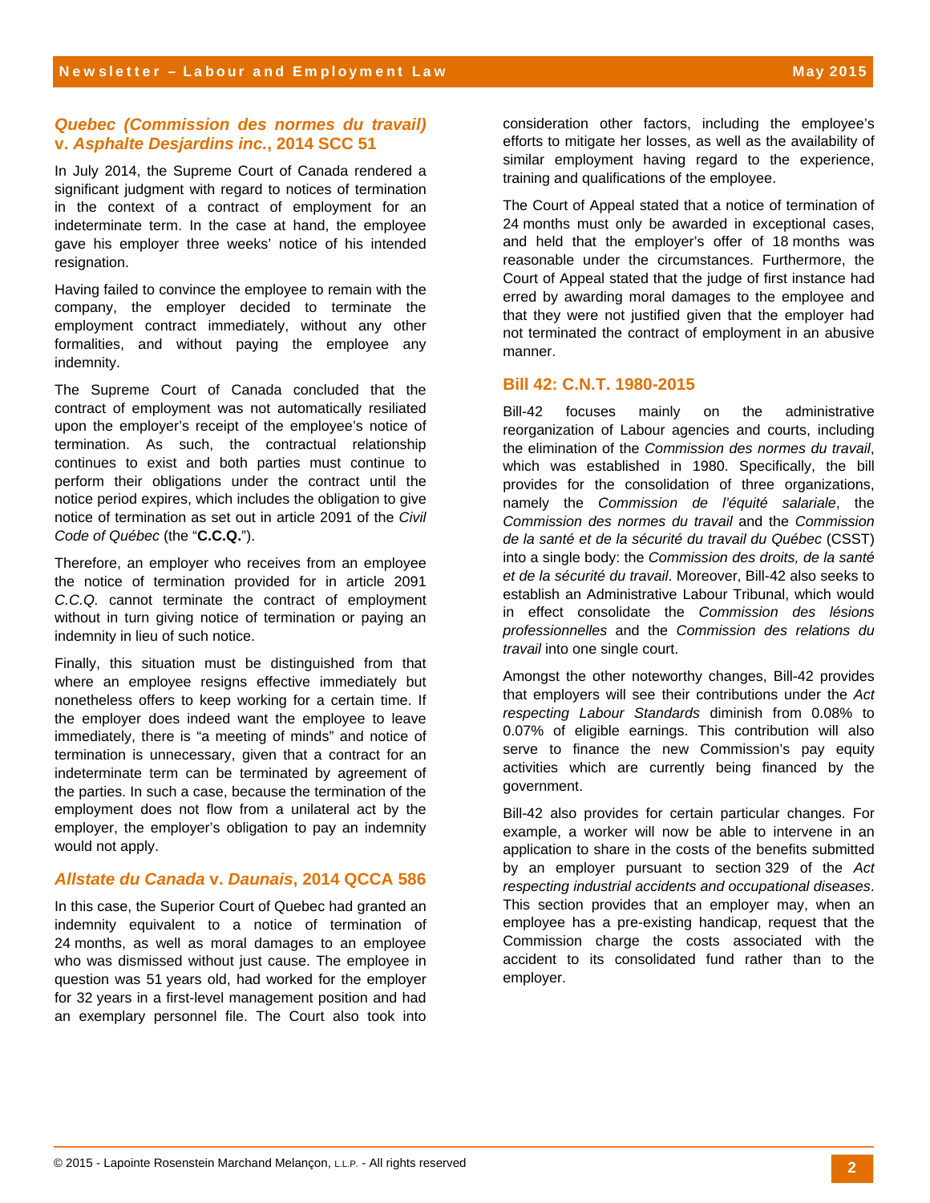## *Quebec (Commission des normes du travail)* v. *Asphalte Desjardins inc.*, 2014 SCC 51

In July 2014, the Supreme Court of Canada rendered a significant judgment with regard to notices of termination in the context of a contract of employment for an indeterminate term. In the case at hand, the employee gave his employer three weeks' notice of his intended resignation.

Having failed to convince the employee to remain with the company, the employer decided to terminate the employment contract immediately, without any other formalities, and without paying the employee any indemnity.

The Supreme Court of Canada concluded that the contract of employment was not automatically resiliated upon the employer's receipt of the employee's notice of termination. As such, the contractual relationship continues to exist and both parties must continue to perform their obligations under the contract until the notice period expires, which includes the obligation to give notice of termination as set out in article 2091 of the *Civil Code of Québec* (the "**C.C.Q.**").

Therefore, an employer who receives from an employee the notice of termination provided for in article 2091 *C.C.Q.* cannot terminate the contract of employment without in turn giving notice of termination or paying an indemnity in lieu of such notice.

Finally, this situation must be distinguished from that where an employee resigns effective immediately but nonetheless offers to keep working for a certain time. If the employer does indeed want the employee to leave immediately, there is "a meeting of minds" and notice of termination is unnecessary, given that a contract for an indeterminate term can be terminated by agreement of the parties. In such a case, because the termination of the employment does not flow from a unilateral act by the employer, the employer's obligation to pay an indemnity would not apply.

## *Allstate du Canada* v. *Daunais*, 2014 QCCA 586

In this case, the Superior Court of Quebec had granted an indemnity equivalent to a notice of termination of 24 months, as well as moral damages to an employee who was dismissed without just cause. The employee in question was 51 years old, had worked for the employer for 32 years in a first-level management position and had an exemplary personnel file. The Court also took into consideration other factors, including the employee's efforts to mitigate her losses, as well as the availability of similar employment having regard to the experience, training and qualifications of the employee.

The Court of Appeal stated that a notice of termination of 24 months must only be awarded in exceptional cases, and held that the employer's offer of 18 months was reasonable under the circumstances. Furthermore, the Court of Appeal stated that the judge of first instance had erred by awarding moral damages to the employee and that they were not justified given that the employer had not terminated the contract of employment in an abusive manner.

## Bill 42: C.N.T. 1980-2015

Bill-42 focuses mainly on the administrative reorganization of Labour agencies and courts, including the elimination of the *Commission des normes du travail*, which was established in 1980. Specifically, the bill provides for the consolidation of three organizations, namely the *Commission de l'équité salariale*, the *Commission des normes du travail* and the *Commission de la santé et de la sécurité du travail du Québec* (CSST) into a single body: the *Commission des droits, de la santé et de la sécurité du travail*. Moreover, Bill-42 also seeks to establish an Administrative Labour Tribunal, which would in effect consolidate the *Commission des lésions professionnelles* and the *Commission des relations du travail* into one single court.

Amongst the other noteworthy changes, Bill-42 provides that employers will see their contributions under the *Act respecting Labour Standards* diminish from 0.08% to 0.07% of eligible earnings. This contribution will also serve to finance the new Commission's pay equity activities which are currently being financed by the government.

Bill-42 also provides for certain particular changes. For example, a worker will now be able to intervene in an application to share in the costs of the benefits submitted by an employer pursuant to section 329 of the *Act respecting industrial accidents and occupational diseases*. This section provides that an employer may, when an employee has a pre-existing handicap, request that the Commission charge the costs associated with the accident to its consolidated fund rather than to the employer.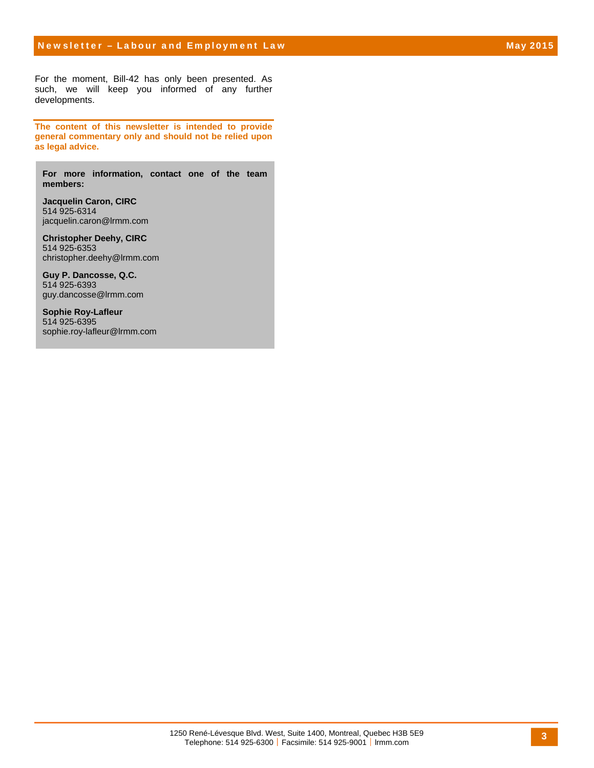For the moment, Bill-42 has only been presented. As such, we will keep you informed of any further developments.

**The content of this newsletter is intended to provide general commentary only and should not be relied upon as legal advice.**

**For more information, contact one of the team members:**

**Jacquelin Caron, CIRC**
514 925-6314
jacquelin.caron@lrmm.com

**Christopher Deehy, CIRC**
514 925-6353
christopher.deehy@lrmm.com

**Guy P. Dancosse, Q.C.**
514 925-6393
guy.dancosse@lrmm.com

**Sophie Roy-Lafleur**
514 925-6395
sophie.roy-lafleur@lrmm.com

1250 René-Lévesque Blvd. West, Suite 1400, Montreal, Quebec H3B 5E9
Telephone: 514 925-6300 | Facsimile: 514 925-9001 | lrmm.com